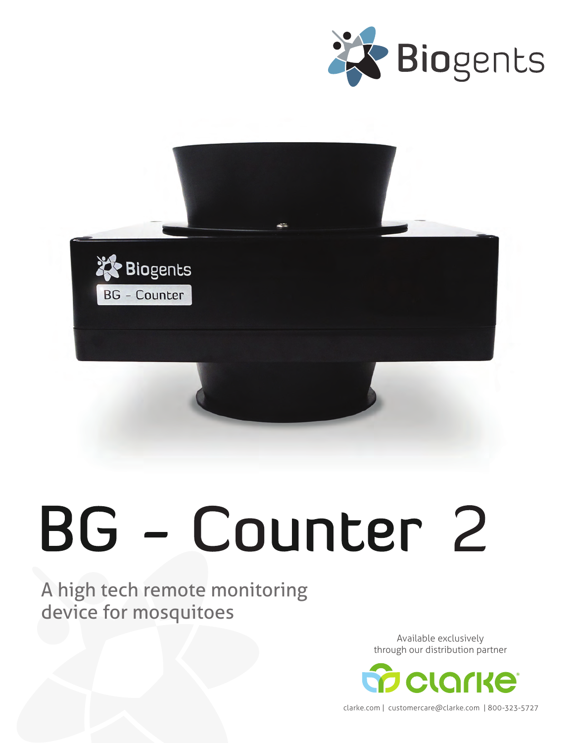Biogents

# BG - Counter 2

A high tech remote monitoring device for mosquitoes

Available exclusively through our distribution partner

clarke

clarke.com | customercare@clarke.com | 800-323-5727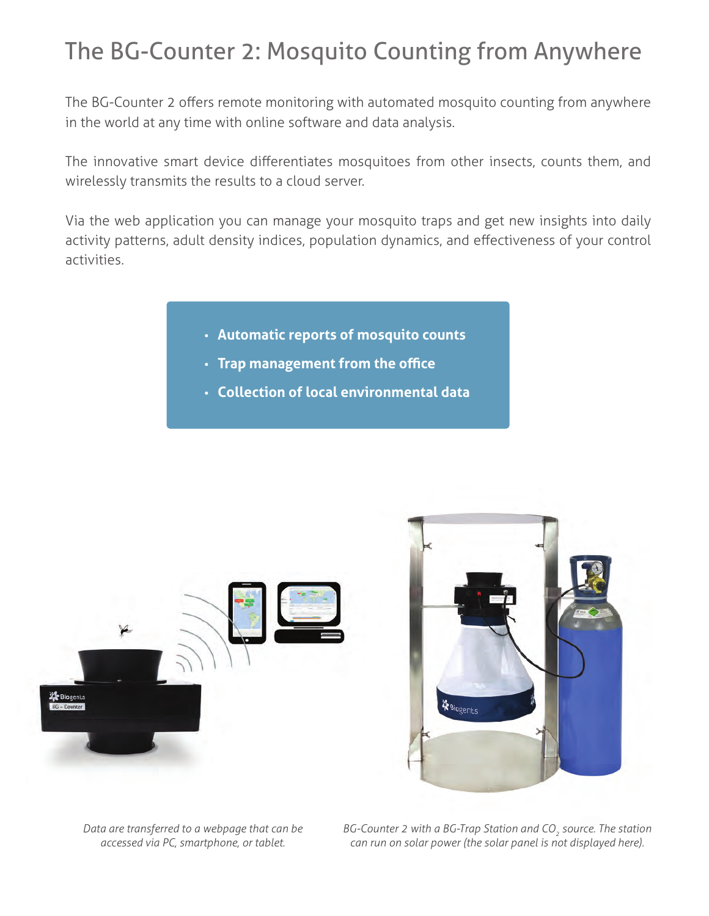# The BG-Counter 2: Mosquito Counting from Anywhere

The BG-Counter 2 offers remote monitoring with automated mosquito counting from anywhere in the world at any time with online software and data analysis.

The innovative smart device differentiates mosquitoes from other insects, counts them, and wirelessly transmits the results to a cloud server.

Via the web application you can manage your mosquito traps and get new insights into daily activity patterns, adult density indices, population dynamics, and effectiveness of your control activities.

- **Automatic reports of mosquito counts**
- **Trap management from the office**
- **Collection of local environmental data**

*Data are transferred to a webpage that can be accessed via PC, smartphone, or tablet.*

*BG-Counter 2 with a BG-Trap Station and $CO_2$ source. The station can run on solar power (the solar panel is not displayed here).*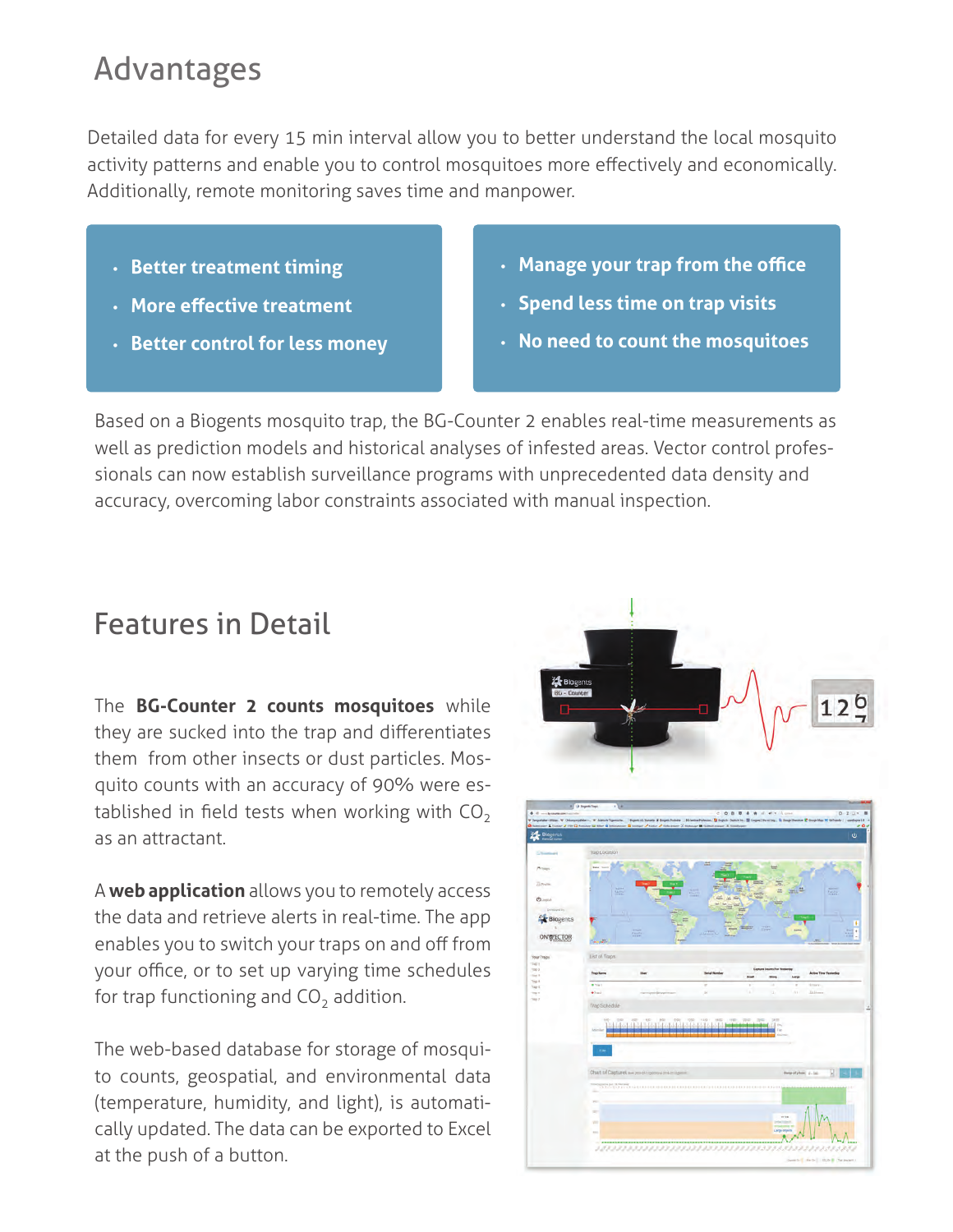# Advantages

Detailed data for every 15 min interval allow you to better understand the local mosquito activity patterns and enable you to control mosquitoes more effectively and economically. Additionally, remote monitoring saves time and manpower.

- **Better treatment timing**
- **More effective treatment**
- **Better control for less money**

- **Manage your trap from the office**
- **Spend less time on trap visits**
- **No need to count the mosquitoes**

Based on a Biogents mosquito trap, the BG-Counter 2 enables real-time measurements as well as prediction models and historical analyses of infested areas. Vector control professionals can now establish surveillance programs with unprecedented data density and accuracy, overcoming labor constraints associated with manual inspection.

# Features in Detail

The **BG-Counter 2 counts mosquitoes** while they are sucked into the trap and differentiates them from other insects or dust particles. Mosquito counts with an accuracy of 90% were established in field tests when working with $CO_2$ as an attractant.

A **web application** allows you to remotely access the data and retrieve alerts in real-time. The app enables you to switch your traps on and off from your office, or to set up varying time schedules for trap functioning and $CO_2$ addition.

The web-based database for storage of mosquito counts, geospatial, and environmental data (temperature, humidity, and light), is automatically updated. The data can be exported to Excel at the push of a button.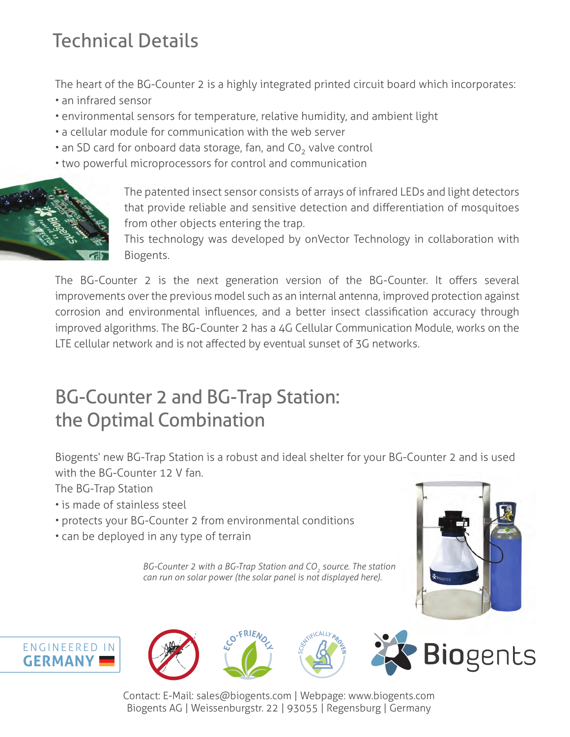## Technical Details

The heart of the BG-Counter 2 is a highly integrated printed circuit board which incorporates:

- an infrared sensor
- environmental sensors for temperature, relative humidity, and ambient light
- a cellular module for communication with the web server
- an SD card for onboard data storage, fan, and $CO_2$ valve control
- two powerful microprocessors for control and communication

The patented insect sensor consists of arrays of infrared LEDs and light detectors that provide reliable and sensitive detection and differentiation of mosquitoes from other objects entering the trap.
This technology was developed by onVector Technology in collaboration with Biogents.

The BG-Counter 2 is the next generation version of the BG-Counter. It offers several improvements over the previous model such as an internal antenna, improved protection against corrosion and environmental influences, and a better insect classification accuracy through improved algorithms. The BG-Counter 2 has a 4G Cellular Communication Module, works on the LTE cellular network and is not affected by eventual sunset of 3G networks.

## BG-Counter 2 and BG-Trap Station: the Optimal Combination

Biogents' new BG-Trap Station is a robust and ideal shelter for your BG-Counter 2 and is used with the BG-Counter 12 V fan.

The BG-Trap Station

- is made of stainless steel
- protects your BG-Counter 2 from environmental conditions
- can be deployed in any type of terrain

*BG-Counter 2 with a BG-Trap Station and $CO_2$ source. The station can run on solar power (the solar panel is not displayed here).*

ENGINEERED IN **GERMANY**

Contact: E-Mail: sales@biogents.com | Webpage: www.biogents.com
Biogents AG | Weissenburgstr. 22 | 93055 | Regensburg | Germany